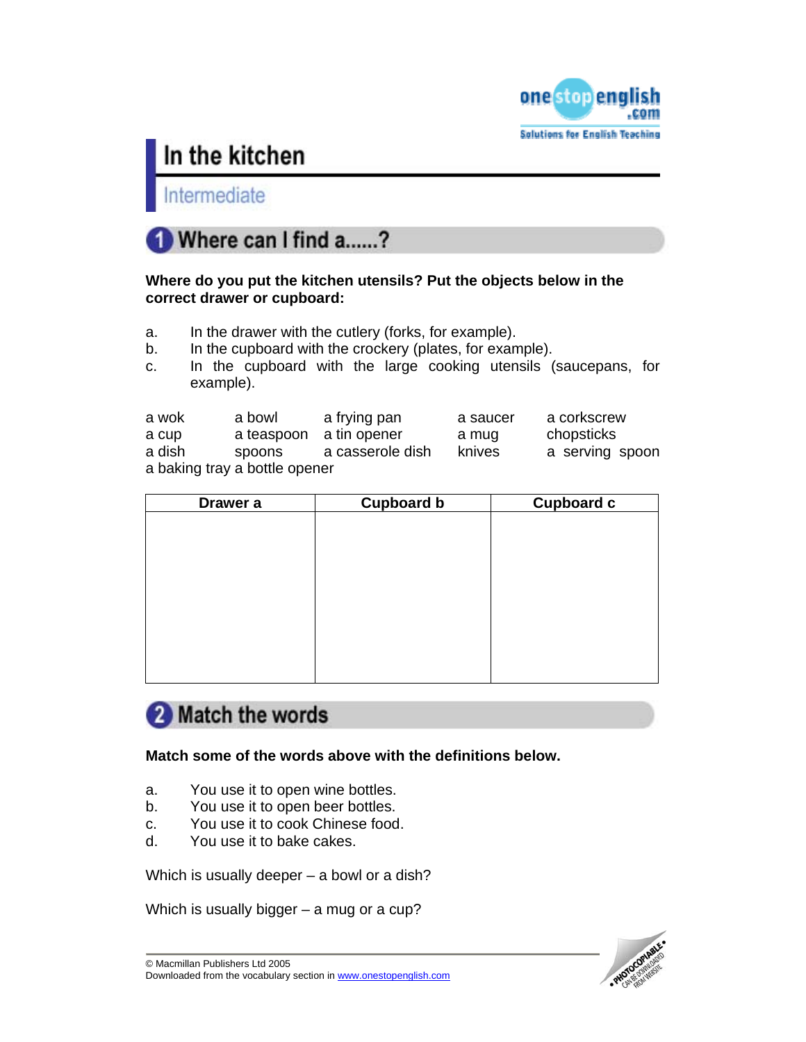# In the kitchen

Intermediate

## 1 Where can I find a......?

**Where do you put the kitchen utensils? Put the objects below in the correct drawer or cupboard:**

a. In the drawer with the cutlery (forks, for example).
b. In the cupboard with the crockery (plates, for example).
c. In the cupboard with the large cooking utensils (saucepans, for example).

| | | | | |
|---|---|---|---|---|
| a wok | a bowl | a frying pan | a saucer | a corkscrew |
| a cup | a teaspoon | a tin opener | a mug | chopsticks |
| a dish | spoons | a casserole dish | knives | a serving spoon |

a baking tray a bottle opener

| Drawer a | Cupboard b | Cupboard c |
|---|---|---|
| | | |

## 2 Match the words

**Match some of the words above with the definitions below.**

a. You use it to open wine bottles.
b. You use it to open beer bottles.
c. You use it to cook Chinese food.
d. You use it to bake cakes.

Which is usually deeper – a bowl or a dish?

Which is usually bigger – a mug or a cup?

© Macmillan Publishers Ltd 2005
Downloaded from the vocabulary section in www.onestopenglish.com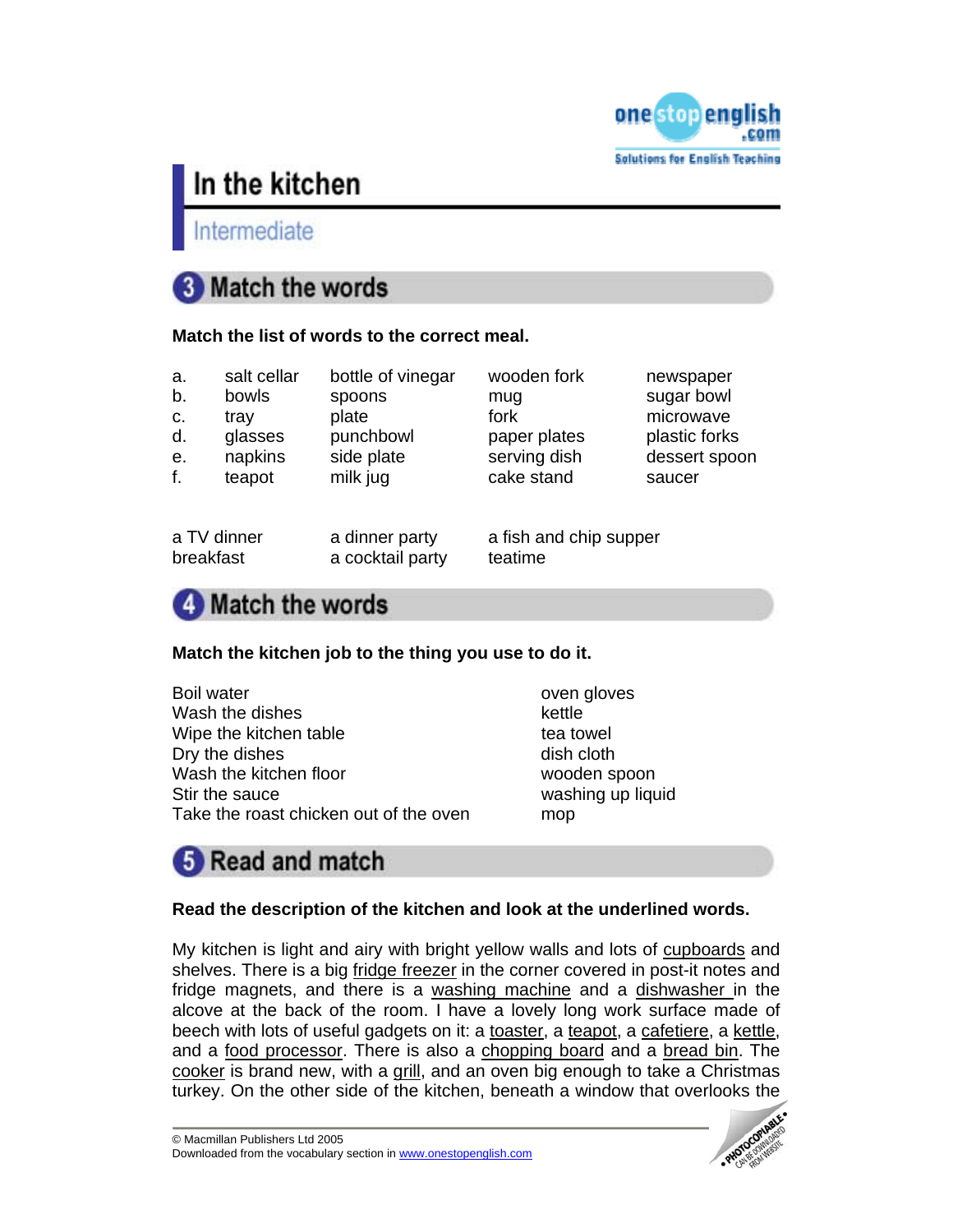# In the kitchen

Intermediate

## 3 Match the words

**Match the list of words to the correct meal.**

| | | | | |
|---|---|---|---|---|
| a. | salt cellar | bottle of vinegar | wooden fork | newspaper |
| b. | bowls | spoons | mug | sugar bowl |
| c. | tray | plate | fork | microwave |
| d. | glasses | punchbowl | paper plates | plastic forks |
| e. | napkins | side plate | serving dish | dessert spoon |
| f. | teapot | milk jug | cake stand | saucer |

a TV dinner
breakfast
a dinner party
a cocktail party
a fish and chip supper
teatime

## 4 Match the words

**Match the kitchen job to the thing you use to do it.**

| | |
|---|---|
| Boil water | oven gloves |
| Wash the dishes | kettle |
| Wipe the kitchen table | tea towel |
| Dry the dishes | dish cloth |
| Wash the kitchen floor | wooden spoon |
| Stir the sauce | washing up liquid |
| Take the roast chicken out of the oven | mop |

## 5 Read and match

**Read the description of the kitchen and look at the underlined words.**

My kitchen is light and airy with bright yellow walls and lots of <u>cupboards</u> and shelves. There is a big <u>fridge freezer</u> in the corner covered in post-it notes and fridge magnets, and there is a <u>washing machine</u> and a <u>dishwasher</u> in the alcove at the back of the room. I have a lovely long work surface made of beech with lots of useful gadgets on it: a <u>toaster</u>, a <u>teapot</u>, a <u>cafetiere</u>, a <u>kettle</u>, and a <u>food processor</u>. There is also a <u>chopping board</u> and a <u>bread bin</u>. The <u>cooker</u> is brand new, with a <u>grill</u>, and an oven big enough to take a Christmas turkey. On the other side of the kitchen, beneath a window that overlooks the

© Macmillan Publishers Ltd 2005
Downloaded from the vocabulary section in www.onestopenglish.com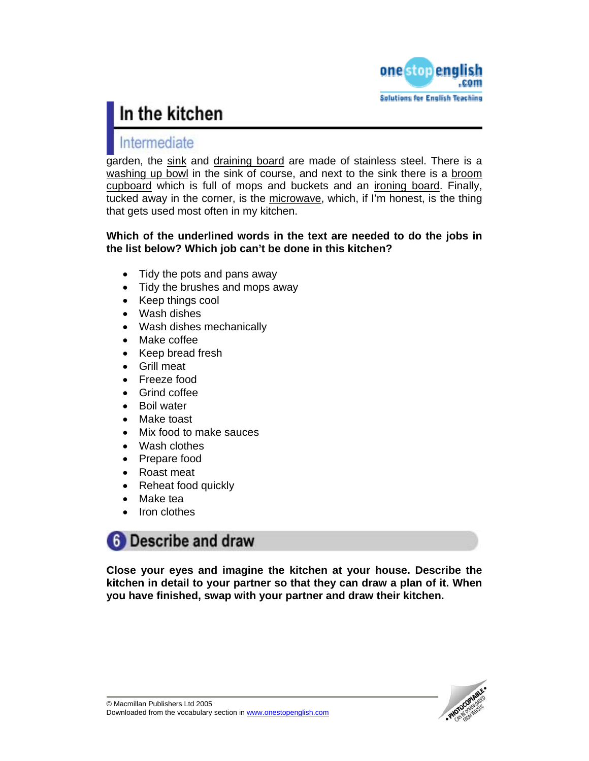garden, the <u>sink</u> and <u>draining board</u> are made of stainless steel. There is a <u>washing up bowl</u> in the sink of course, and next to the sink there is a <u>broom cupboard</u> which is full of mops and buckets and an <u>ironing board</u>. Finally, tucked away in the corner, is the <u>microwave</u>, which, if I'm honest, is the thing that gets used most often in my kitchen.

**Which of the underlined words in the text are needed to do the jobs in the list below? Which job can't be done in this kitchen?**

- Tidy the pots and pans away
- Tidy the brushes and mops away
- Keep things cool
- Wash dishes
- Wash dishes mechanically
- Make coffee
- Keep bread fresh
- Grill meat
- Freeze food
- Grind coffee
- Boil water
- Make toast
- Mix food to make sauces
- Wash clothes
- Prepare food
- Roast meat
- Reheat food quickly
- Make tea
- Iron clothes

## 6 Describe and draw

**Close your eyes and imagine the kitchen at your house. Describe the kitchen in detail to your partner so that they can draw a plan of it. When you have finished, swap with your partner and draw their kitchen.**

© Macmillan Publishers Ltd 2005
Downloaded from the vocabulary section in www.onestopenglish.com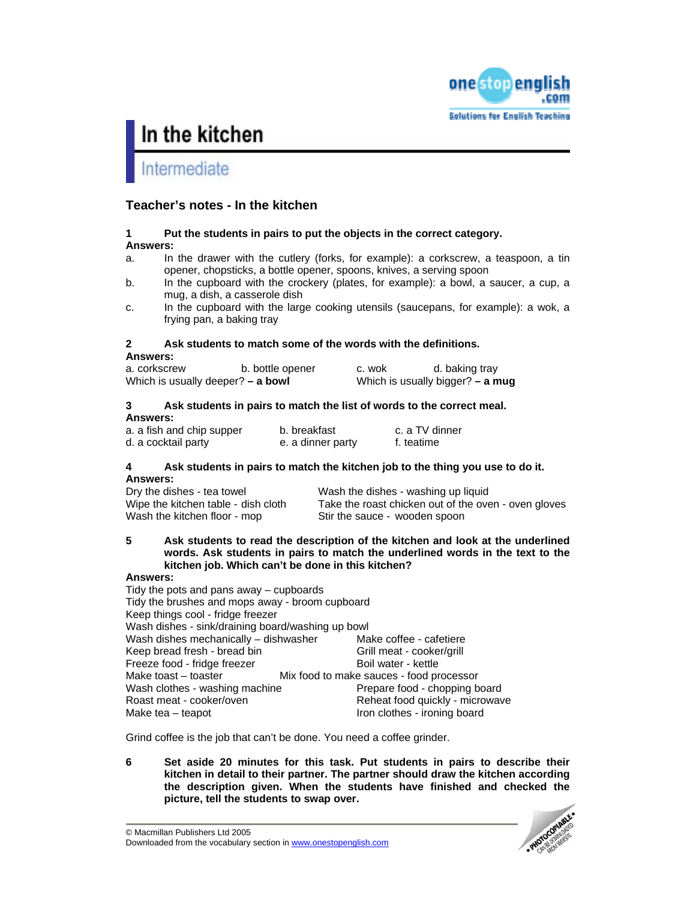# In the kitchen

## Intermediate

### Teacher's notes - In the kitchen

**1 Put the students in pairs to put the objects in the correct category.**

**Answers:**

a. In the drawer with the cutlery (forks, for example): a corkscrew, a teaspoon, a tin opener, chopsticks, a bottle opener, spoons, knives, a serving spoon

b. In the cupboard with the crockery (plates, for example): a bowl, a saucer, a cup, a mug, a dish, a casserole dish

c. In the cupboard with the large cooking utensils (saucepans, for example): a wok, a frying pan, a baking tray

**2 Ask students to match some of the words with the definitions.**

**Answers:**

a. corkscrew b. bottle opener c. wok d. baking tray

Which is usually deeper? **– a bowl** Which is usually bigger? **– a mug**

**3 Ask students in pairs to match the list of words to the correct meal.**

**Answers:**

a. a fish and chip supper b. breakfast c. a TV dinner
d. a cocktail party e. a dinner party f. teatime

**4 Ask students in pairs to match the kitchen job to the thing you use to do it.**

**Answers:**

Dry the dishes - tea towel
Wipe the kitchen table - dish cloth
Wash the kitchen floor - mop
Wash the dishes - washing up liquid
Take the roast chicken out of the oven - oven gloves
Stir the sauce - wooden spoon

**5 Ask students to read the description of the kitchen and look at the underlined words. Ask students in pairs to match the underlined words in the text to the kitchen job. Which can't be done in this kitchen?**

**Answers:**

Tidy the pots and pans away – cupboards
Tidy the brushes and mops away - broom cupboard
Keep things cool - fridge freezer
Wash dishes - sink/draining board/washing up bowl
Wash dishes mechanically – dishwasher
Keep bread fresh - bread bin
Freeze food - fridge freezer
Make toast – toaster
Wash clothes - washing machine
Roast meat - cooker/oven
Make tea – teapot
Make coffee - cafetiere
Grill meat - cooker/grill
Boil water - kettle
Mix food to make sauces - food processor
Prepare food - chopping board
Reheat food quickly - microwave
Iron clothes - ironing board

Grind coffee is the job that can't be done. You need a coffee grinder.

**6 Set aside 20 minutes for this task. Put students in pairs to describe their kitchen in detail to their partner. The partner should draw the kitchen according the description given. When the students have finished and checked the picture, tell the students to swap over.**

© Macmillan Publishers Ltd 2005
Downloaded from the vocabulary section in www.onestopenglish.com